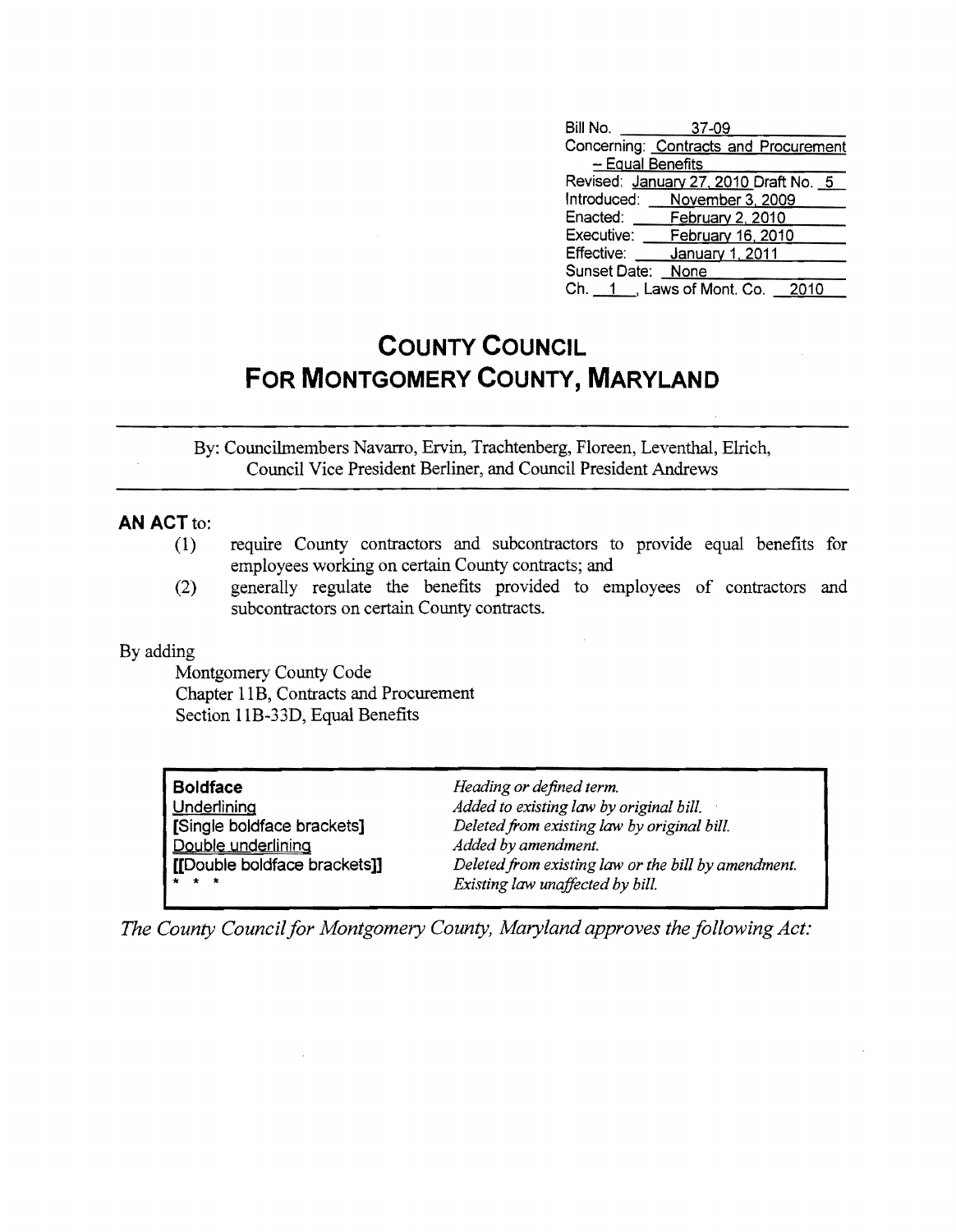Bill No. 37-09
Concerning: Contracts and Procurement – Equal Benefits
Revised: January 27, 2010 Draft No. 5
Introduced: November 3, 2009
Enacted: February 2, 2010
Executive: February 16, 2010
Effective: January 1, 2011
Sunset Date: None
Ch. 1, Laws of Mont. Co. 2010

# COUNTY COUNCIL
# FOR MONTGOMERY COUNTY, MARYLAND

By: Councilmembers Navarro, Ervin, Trachtenberg, Floreen, Leventhal, Elrich, Council Vice President Berliner, and Council President Andrews

**AN ACT** to:

(1) require County contractors and subcontractors to provide equal benefits for employees working on certain County contracts; and

(2) generally regulate the benefits provided to employees of contractors and subcontractors on certain County contracts.

By adding

Montgomery County Code
Chapter 11B, Contracts and Procurement
Section 11B-33D, Equal Benefits

| | |
|---|---|
| **Boldface** | *Heading or defined term.* |
| Underlining | *Added to existing law by original bill.* |
| **[Single boldface brackets]** | *Deleted from existing law by original bill.* |
| Double underlining | *Added by amendment.* |
| **[[Double boldface brackets]]** | *Deleted from existing law or the bill by amendment.* |
| * * * | *Existing law unaffected by bill.* |

*The County Council for Montgomery County, Maryland approves the following Act:*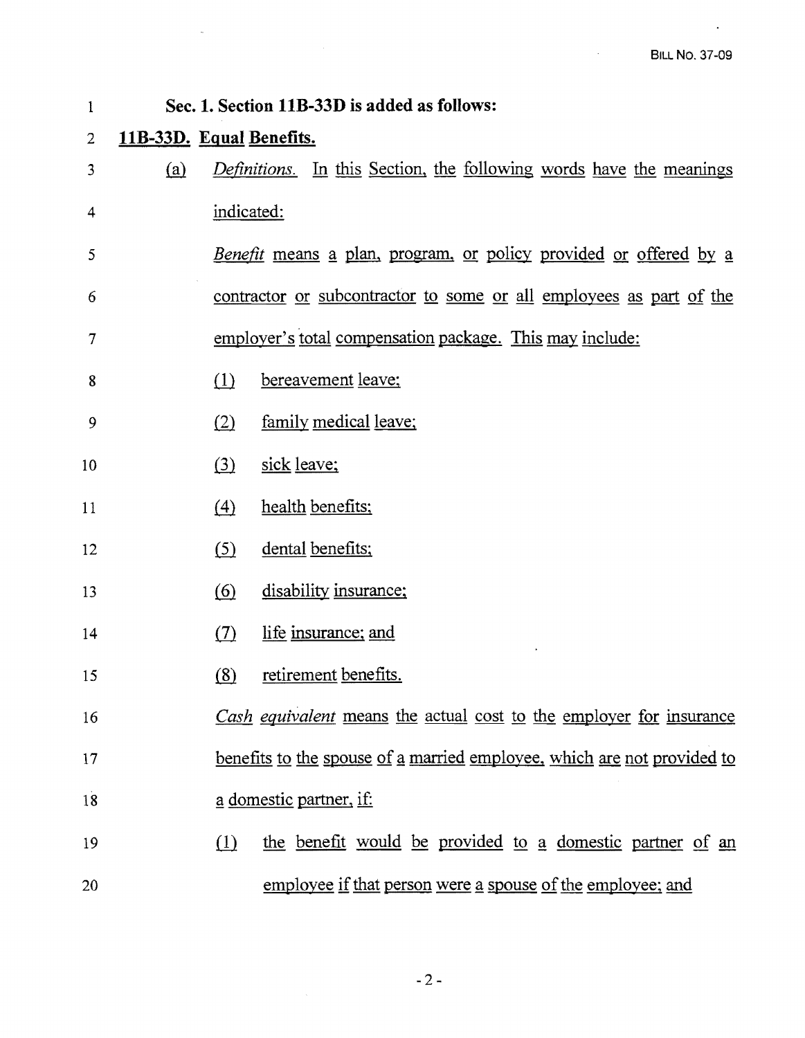**Sec. 1. Section 11B-33D is added as follows:**

**11B-33D. Equal Benefits.**

(a) *Definitions.* In this Section, the following words have the meanings indicated:

*Benefit* means a plan, program, or policy provided or offered by a contractor or subcontractor to some or all employees as part of the employer's total compensation package. This may include:

(1) bereavement leave;

(2) family medical leave;

(3) sick leave;

(4) health benefits;

(5) dental benefits;

(6) disability insurance;

(7) life insurance; and

(8) retirement benefits.

*Cash equivalent* means the actual cost to the employer for insurance benefits to the spouse of a married employee, which are not provided to a domestic partner, if:

(1) the benefit would be provided to a domestic partner of an employee if that person were a spouse of the employee; and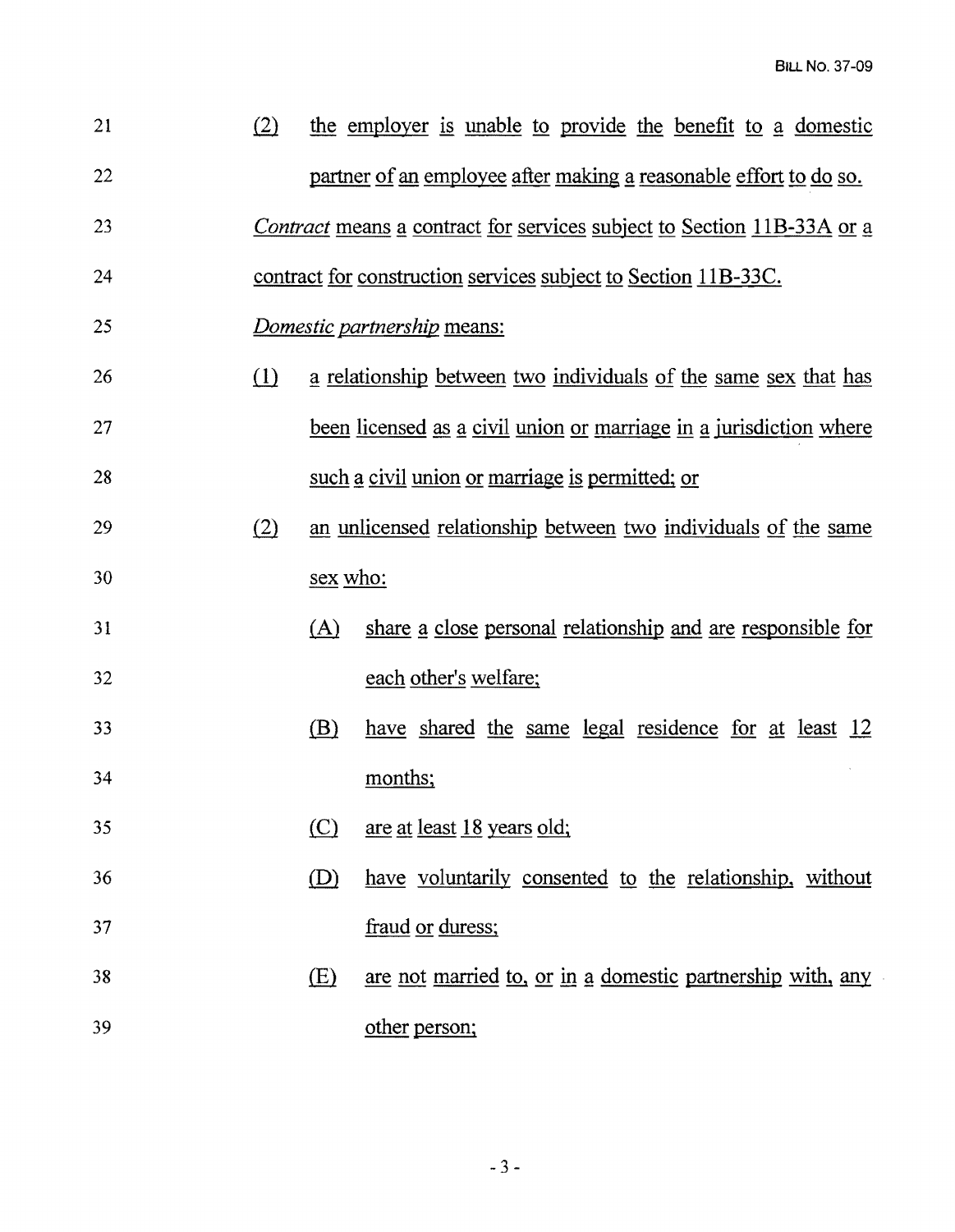(2) the employer is unable to provide the benefit to a domestic partner of an employee after making a reasonable effort to do so.

*Contract* means a contract for services subject to Section 11B-33A or a contract for construction services subject to Section 11B-33C.

*Domestic partnership* means:

(1) a relationship between two individuals of the same sex that has been licensed as a civil union or marriage in a jurisdiction where such a civil union or marriage is permitted; or

(2) an unlicensed relationship between two individuals of the same sex who:

  (A) share a close personal relationship and are responsible for each other's welfare;

  (B) have shared the same legal residence for at least 12 months;

  (C) are at least 18 years old;

  (D) have voluntarily consented to the relationship, without fraud or duress;

  (E) are not married to, or in a domestic partnership with, any other person;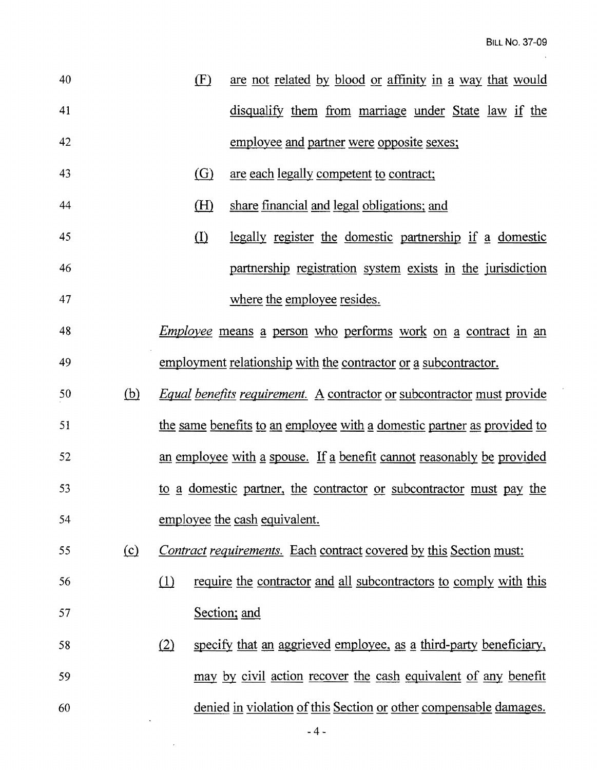(F) are not related by blood or affinity in a way that would disqualify them from marriage under State law if the employee and partner were opposite sexes;

(G) are each legally competent to contract;

(H) share financial and legal obligations; and

(I) legally register the domestic partnership if a domestic partnership registration system exists in the jurisdiction where the employee resides.

*Employee* means a person who performs work on a contract in an employment relationship with the contractor or a subcontractor.

(b) *Equal benefits requirement.* A contractor or subcontractor must provide the same benefits to an employee with a domestic partner as provided to an employee with a spouse. If a benefit cannot reasonably be provided to a domestic partner, the contractor or subcontractor must pay the employee the cash equivalent.

(c) *Contract requirements.* Each contract covered by this Section must:

(1) require the contractor and all subcontractors to comply with this Section; and

(2) specify that an aggrieved employee, as a third-party beneficiary, may by civil action recover the cash equivalent of any benefit denied in violation of this Section or other compensable damages.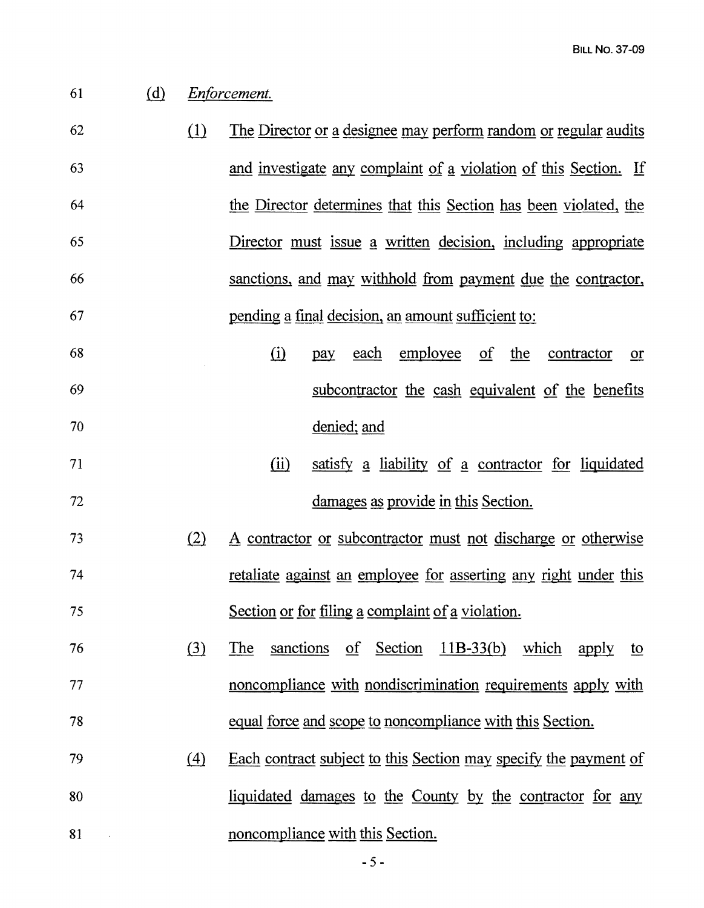(d) *Enforcement.*

(1) The Director or a designee may perform random or regular audits and investigate any complaint of a violation of this Section. If the Director determines that this Section has been violated, the Director must issue a written decision, including appropriate sanctions, and may withhold from payment due the contractor, pending a final decision, an amount sufficient to:

(i) pay each employee of the contractor or subcontractor the cash equivalent of the benefits denied; and

(ii) satisfy a liability of a contractor for liquidated damages as provide in this Section.

(2) A contractor or subcontractor must not discharge or otherwise retaliate against an employee for asserting any right under this Section or for filing a complaint of a violation.

(3) The sanctions of Section 11B-33(b) which apply to noncompliance with nondiscrimination requirements apply with equal force and scope to noncompliance with this Section.

(4) Each contract subject to this Section may specify the payment of liquidated damages to the County by the contractor for any noncompliance with this Section.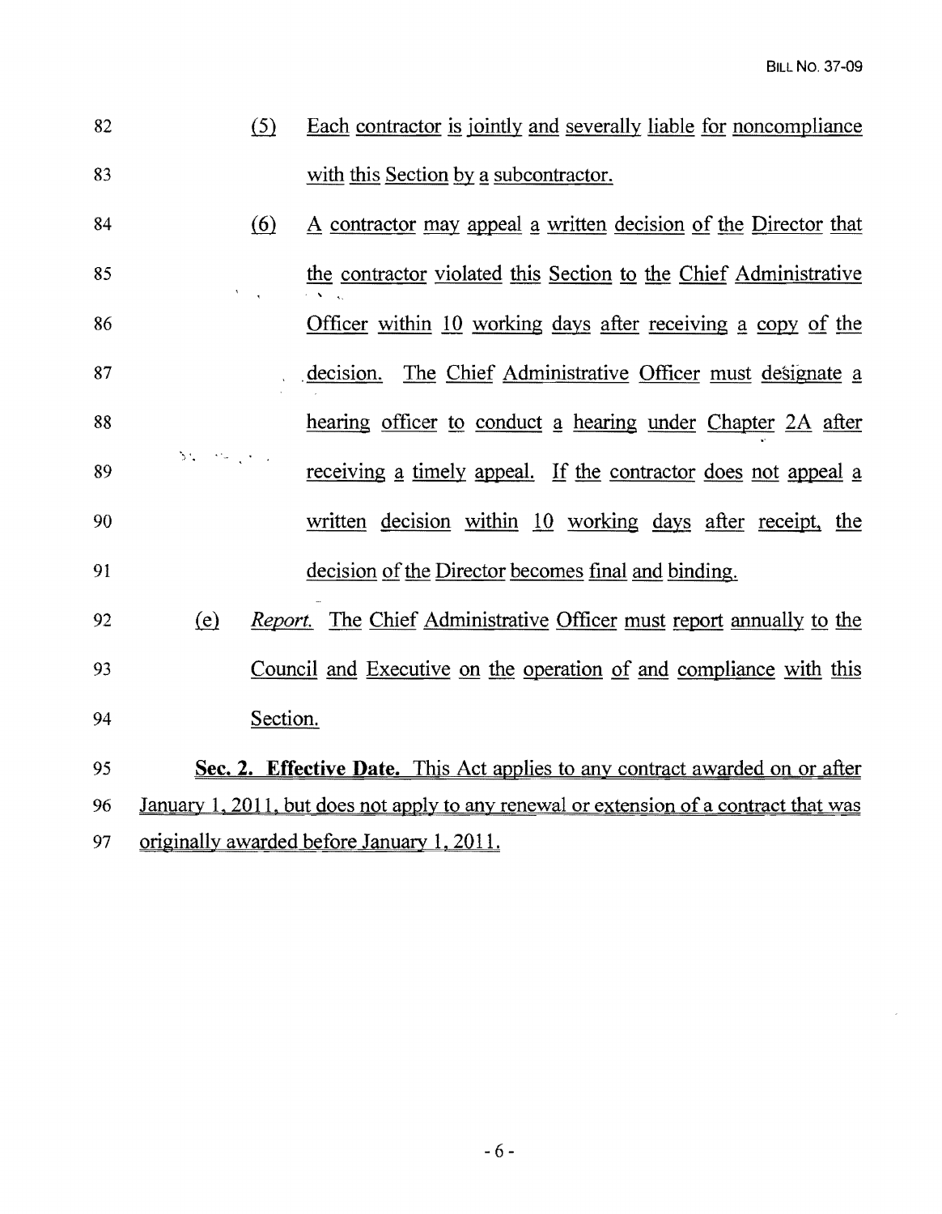82 (5) Each contractor is jointly and severally liable for noncompliance

83 with this Section by a subcontractor.

84 (6) A contractor may appeal a written decision of the Director that

85 the contractor violated this Section to the Chief Administrative

86 Officer within 10 working days after receiving a copy of the

87 decision. The Chief Administrative Officer must designate a

88 hearing officer to conduct a hearing under Chapter 2A after

89 receiving a timely appeal. If the contractor does not appeal a

90 written decision within 10 working days after receipt, the

91 decision of the Director becomes final and binding.

92 (e) *Report.* The Chief Administrative Officer must report annually to the

93 Council and Executive on the operation of and compliance with this

94 Section.

95 **Sec. 2. Effective Date.** This Act applies to any contract awarded on or after

96 January 1, 2011, but does not apply to any renewal or extension of a contract that was

97 originally awarded before January 1, 2011.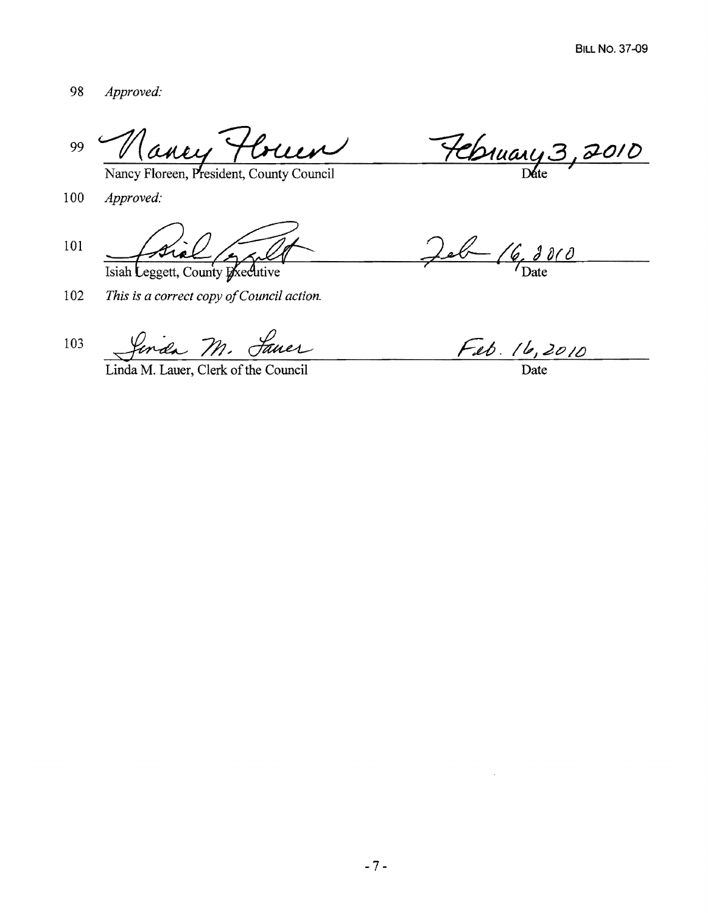98 *Approved:*

99 Nancy Floreen — February 3, 2010

Nancy Floreen, President, County Council — Date

100 *Approved:*

101 Isiah Leggett — Feb 16, 2010

Isiah Leggett, County Executive — Date

102 *This is a correct copy of Council action.*

103 Linda M. Lauer — Feb. 16, 2010

Linda M. Lauer, Clerk of the Council — Date